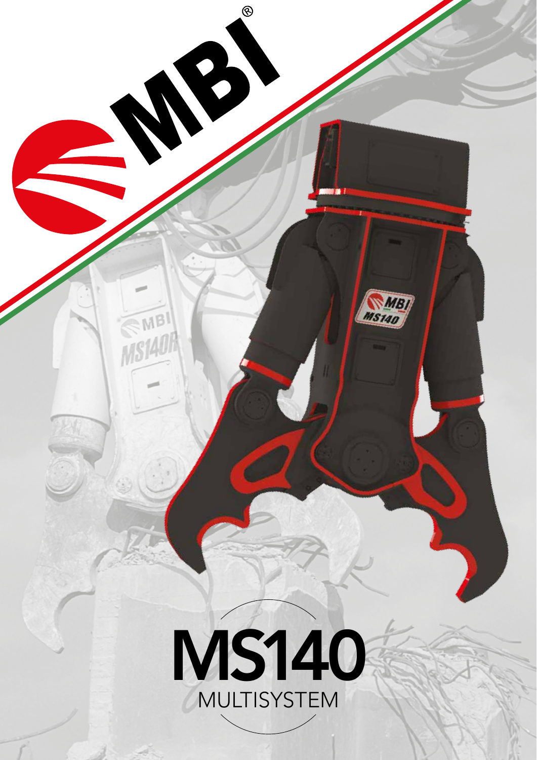MBI®

# MS140

MULTISYSTEM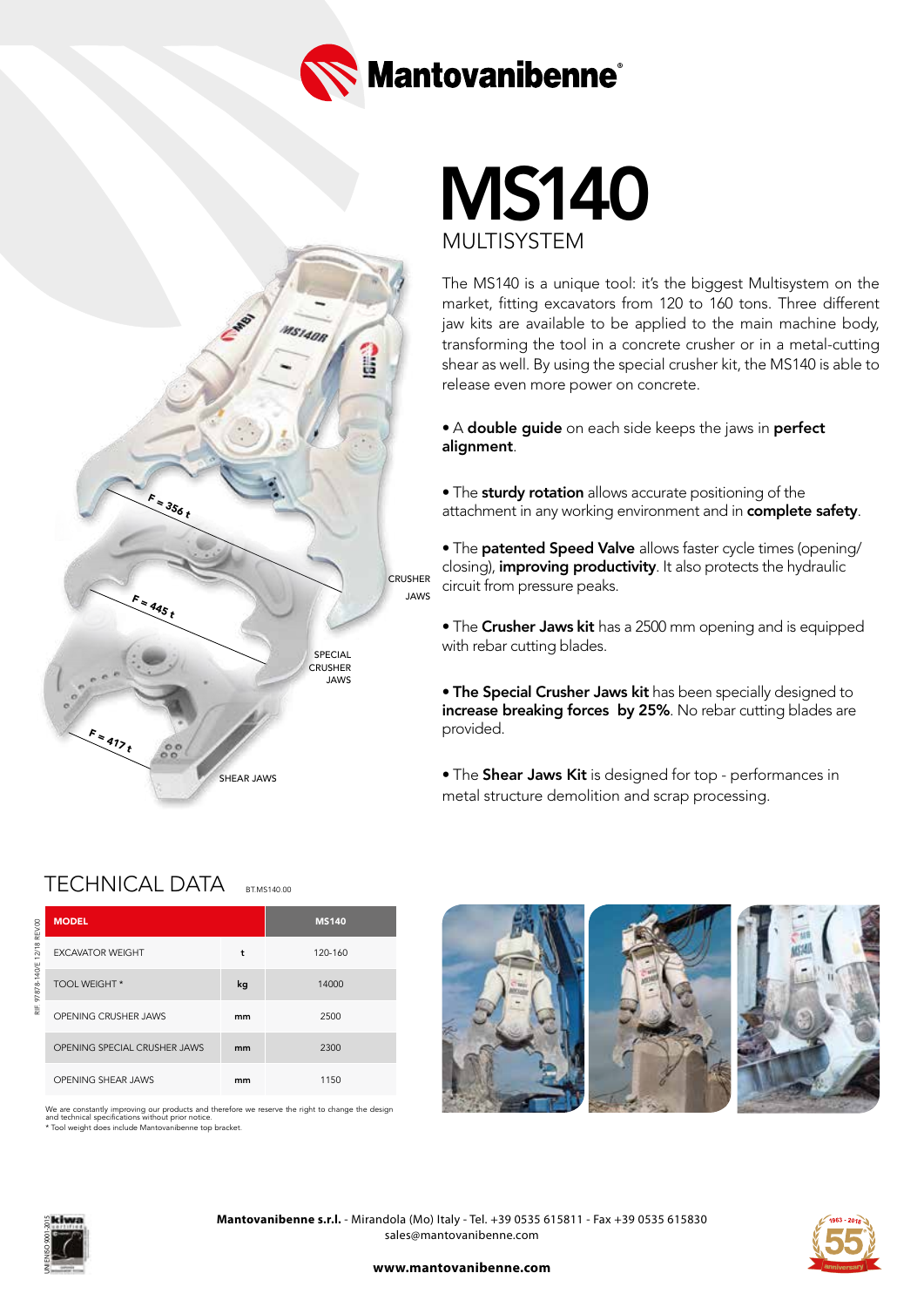Mantovanibenne®

# MS140

## MULTISYSTEM

The MS140 is a unique tool: it's the biggest Multisystem on the market, fitting excavators from 120 to 160 tons. Three different jaw kits are available to be applied to the main machine body, transforming the tool in a concrete crusher or in a metal-cutting shear as well. By using the special crusher kit, the MS140 is able to release even more power on concrete.

F = 356 t

F = 445 t

F = 417 t

CRUSHER JAWS

SPECIAL CRUSHER JAWS

SHEAR JAWS

- A **double guide** on each side keeps the jaws in **perfect alignment**.
- The **sturdy rotation** allows accurate positioning of the attachment in any working environment and in **complete safety**.
- The **patented Speed Valve** allows faster cycle times (opening/closing), **improving productivity**. It also protects the hydraulic circuit from pressure peaks.
- The **Crusher Jaws kit** has a 2500 mm opening and is equipped with rebar cutting blades.
- **The Special Crusher Jaws kit** has been specially designed to **increase breaking forces by 25%**. No rebar cutting blades are provided.
- The **Shear Jaws Kit** is designed for top - performances in metal structure demolition and scrap processing.

## TECHNICAL DATA

BT.MS140.00

| MODEL | | MS140 |
|---|---|---|
| EXCAVATOR WEIGHT | t | 120-160 |
| TOOL WEIGHT * | kg | 14000 |
| OPENING CRUSHER JAWS | mm | 2500 |
| OPENING SPECIAL CRUSHER JAWS | mm | 2300 |
| OPENING SHEAR JAWS | mm | 1150 |

We are constantly improving our products and therefore we reserve the right to change the design and technical specifications without prior notice.
* Tool weight does include Mantovanibenne top bracket.

RIF. 97878-140/E 12/18 REV.00

**Mantovanibenne s.r.l.** - Mirandola (Mo) Italy - Tel. +39 0535 615811 - Fax +39 0535 615830
sales@mantovanibenne.com

**www.mantovanibenne.com**